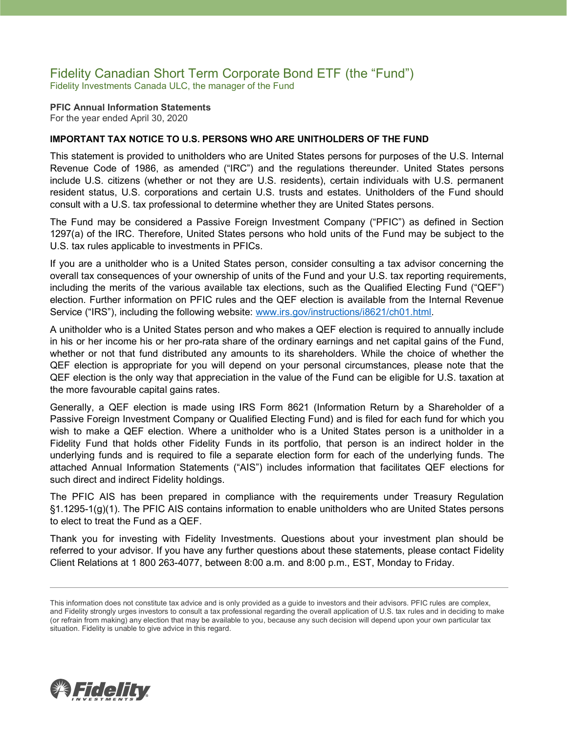# Fidelity Canadian Short Term Corporate Bond ETF (the “Fund”)

Fidelity Investments Canada ULC, the manager of the Fund

**PFIC Annual Information Statements**

For the year ended April 30, 2020

**IMPORTANT TAX NOTICE TO U.S. PERSONS WHO ARE UNITHOLDERS OF THE FUND**

This statement is provided to unitholders who are United States persons for purposes of the U.S. Internal Revenue Code of 1986, as amended (“IRC”) and the regulations thereunder. United States persons include U.S. citizens (whether or not they are U.S. residents), certain individuals with U.S. permanent resident status, U.S. corporations and certain U.S. trusts and estates. Unitholders of the Fund should consult with a U.S. tax professional to determine whether they are United States persons.

The Fund may be considered a Passive Foreign Investment Company (“PFIC”) as defined in Section 1297(a) of the IRC. Therefore, United States persons who hold units of the Fund may be subject to the U.S. tax rules applicable to investments in PFICs.

If you are a unitholder who is a United States person, consider consulting a tax advisor concerning the overall tax consequences of your ownership of units of the Fund and your U.S. tax reporting requirements, including the merits of the various available tax elections, such as the Qualified Electing Fund (“QEF”) election. Further information on PFIC rules and the QEF election is available from the Internal Revenue Service (“IRS”), including the following website: www.irs.gov/instructions/i8621/ch01.html.

A unitholder who is a United States person and who makes a QEF election is required to annually include in his or her income his or her pro-rata share of the ordinary earnings and net capital gains of the Fund, whether or not that fund distributed any amounts to its shareholders. While the choice of whether the QEF election is appropriate for you will depend on your personal circumstances, please note that the QEF election is the only way that appreciation in the value of the Fund can be eligible for U.S. taxation at the more favourable capital gains rates.

Generally, a QEF election is made using IRS Form 8621 (Information Return by a Shareholder of a Passive Foreign Investment Company or Qualified Electing Fund) and is filed for each fund for which you wish to make a QEF election. Where a unitholder who is a United States person is a unitholder in a Fidelity Fund that holds other Fidelity Funds in its portfolio, that person is an indirect holder in the underlying funds and is required to file a separate election form for each of the underlying funds. The attached Annual Information Statements (“AIS”) includes information that facilitates QEF elections for such direct and indirect Fidelity holdings.

The PFIC AIS has been prepared in compliance with the requirements under Treasury Regulation §1.1295-1(g)(1). The PFIC AIS contains information to enable unitholders who are United States persons to elect to treat the Fund as a QEF.

Thank you for investing with Fidelity Investments. Questions about your investment plan should be referred to your advisor. If you have any further questions about these statements, please contact Fidelity Client Relations at 1 800 263-4077, between 8:00 a.m. and 8:00 p.m., EST, Monday to Friday.

---

This information does not constitute tax advice and is only provided as a guide to investors and their advisors. PFIC rules are complex, and Fidelity strongly urges investors to consult a tax professional regarding the overall application of U.S. tax rules and in deciding to make (or refrain from making) any election that may be available to you, because any such decision will depend upon your own particular tax situation. Fidelity is unable to give advice in this regard.

Fidelity INVESTMENTS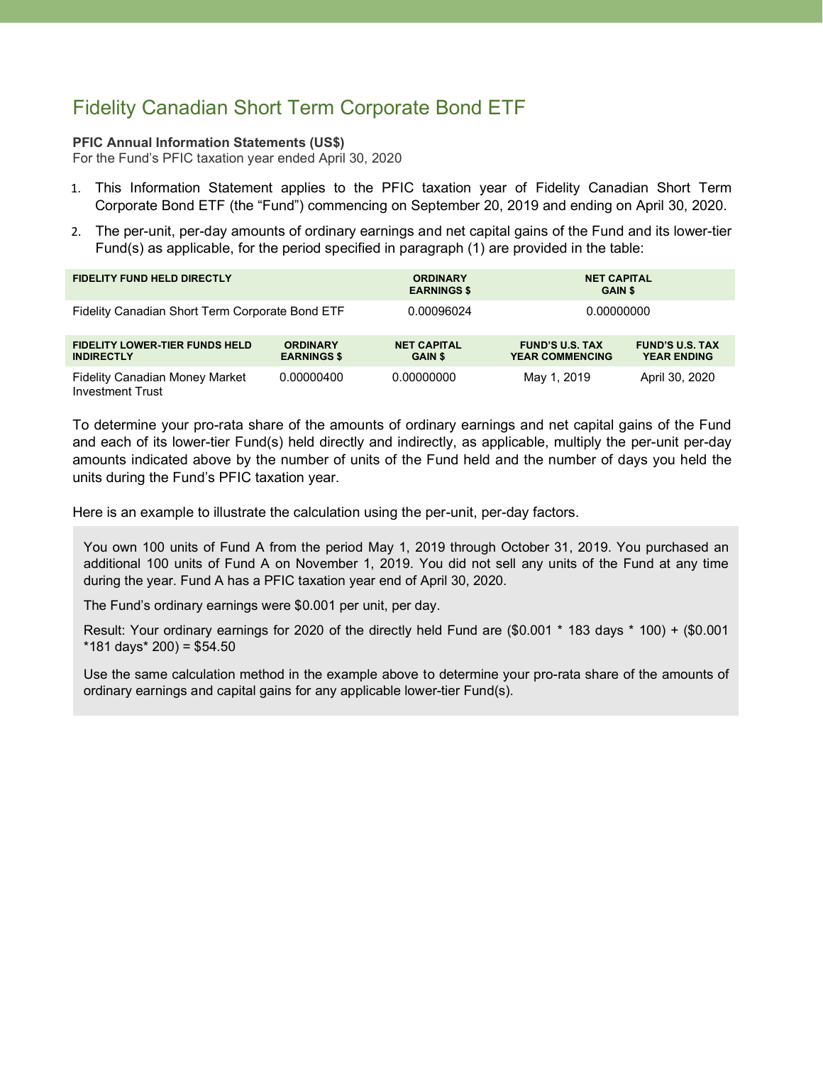# Fidelity Canadian Short Term Corporate Bond ETF

**PFIC Annual Information Statements (US$)**
For the Fund's PFIC taxation year ended April 30, 2020

1. This Information Statement applies to the PFIC taxation year of Fidelity Canadian Short Term Corporate Bond ETF (the "Fund") commencing on September 20, 2019 and ending on April 30, 2020.
2. The per-unit, per-day amounts of ordinary earnings and net capital gains of the Fund and its lower-tier Fund(s) as applicable, for the period specified in paragraph (1) are provided in the table:

| FIDELITY FUND HELD DIRECTLY | ORDINARY EARNINGS $ | NET CAPITAL GAIN $ |
|---|---|---|
| Fidelity Canadian Short Term Corporate Bond ETF | 0.00096024 | 0.00000000 |

| FIDELITY LOWER-TIER FUNDS HELD INDIRECTLY | ORDINARY EARNINGS $ | NET CAPITAL GAIN $ | FUND'S U.S. TAX YEAR COMMENCING | FUND'S U.S. TAX YEAR ENDING |
|---|---|---|---|---|
| Fidelity Canadian Money Market Investment Trust | 0.00000400 | 0.00000000 | May 1, 2019 | April 30, 2020 |

To determine your pro-rata share of the amounts of ordinary earnings and net capital gains of the Fund and each of its lower-tier Fund(s) held directly and indirectly, as applicable, multiply the per-unit per-day amounts indicated above by the number of units of the Fund held and the number of days you held the units during the Fund's PFIC taxation year.

Here is an example to illustrate the calculation using the per-unit, per-day factors.

You own 100 units of Fund A from the period May 1, 2019 through October 31, 2019. You purchased an additional 100 units of Fund A on November 1, 2019. You did not sell any units of the Fund at any time during the year. Fund A has a PFIC taxation year end of April 30, 2020.

The Fund's ordinary earnings were $0.001 per unit, per day.

Result: Your ordinary earnings for 2020 of the directly held Fund are ($0.001 * 183 days * 100) + ($0.001 *181 days* 200) = $54.50

Use the same calculation method in the example above to determine your pro-rata share of the amounts of ordinary earnings and capital gains for any applicable lower-tier Fund(s).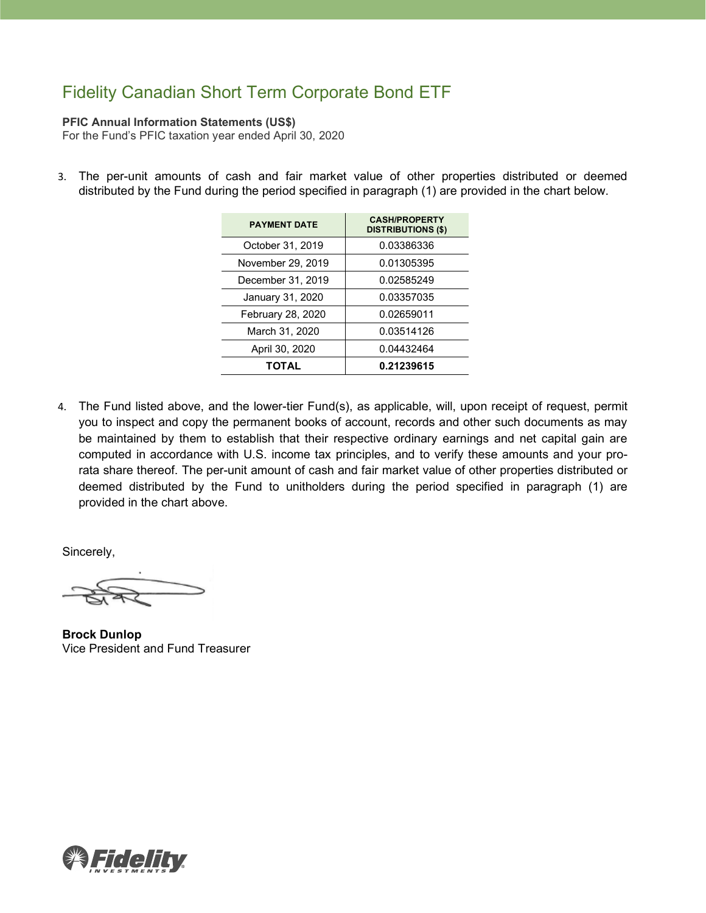# Fidelity Canadian Short Term Corporate Bond ETF

**PFIC Annual Information Statements (US$)**
For the Fund's PFIC taxation year ended April 30, 2020

3. The per-unit amounts of cash and fair market value of other properties distributed or deemed distributed by the Fund during the period specified in paragraph (1) are provided in the chart below.

| PAYMENT DATE | CASH/PROPERTY DISTRIBUTIONS ($) |
|---|---|
| October 31, 2019 | 0.03386336 |
| November 29, 2019 | 0.01305395 |
| December 31, 2019 | 0.02585249 |
| January 31, 2020 | 0.03357035 |
| February 28, 2020 | 0.02659011 |
| March 31, 2020 | 0.03514126 |
| April 30, 2020 | 0.04432464 |
| **TOTAL** | **0.21239615** |

4. The Fund listed above, and the lower-tier Fund(s), as applicable, will, upon receipt of request, permit you to inspect and copy the permanent books of account, records and other such documents as may be maintained by them to establish that their respective ordinary earnings and net capital gain are computed in accordance with U.S. income tax principles, and to verify these amounts and your pro-rata share thereof. The per-unit amount of cash and fair market value of other properties distributed or deemed distributed by the Fund to unitholders during the period specified in paragraph (1) are provided in the chart above.

Sincerely,

**Brock Dunlop**
Vice President and Fund Treasurer